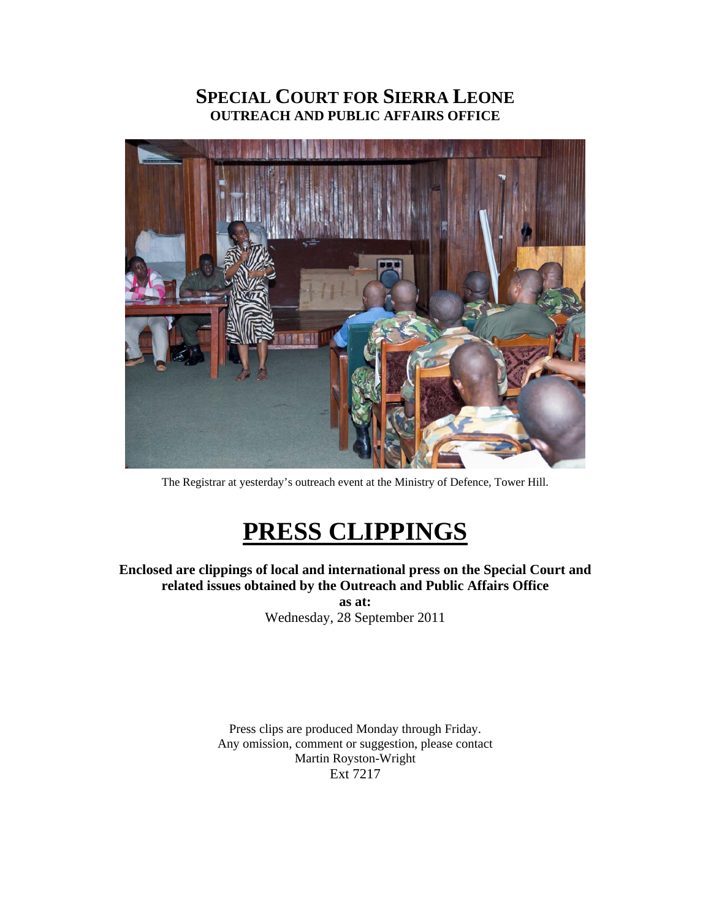# SPECIAL COURT FOR SIERRA LEONE
## OUTREACH AND PUBLIC AFFAIRS OFFICE

The Registrar at yesterday's outreach event at the Ministry of Defence, Tower Hill.

# PRESS CLIPPINGS

**Enclosed are clippings of local and international press on the Special Court and related issues obtained by the Outreach and Public Affairs Office**
**as at:**
Wednesday, 28 September 2011

Press clips are produced Monday through Friday.
Any omission, comment or suggestion, please contact
Martin Royston-Wright
Ext 7217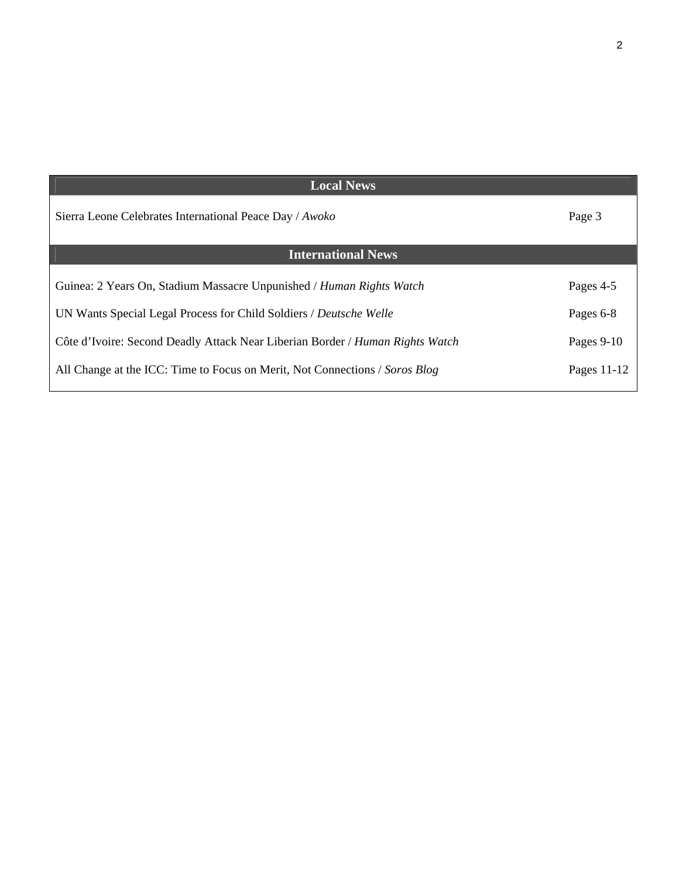| Local News | |
|---|---|
| Sierra Leone Celebrates International Peace Day / *Awoko* | Page 3 |
| **International News** | |
| Guinea: 2 Years On, Stadium Massacre Unpunished / *Human Rights Watch* | Pages 4-5 |
| UN Wants Special Legal Process for Child Soldiers / *Deutsche Welle* | Pages 6-8 |
| Côte d'Ivoire: Second Deadly Attack Near Liberian Border / *Human Rights Watch* | Pages 9-10 |
| All Change at the ICC: Time to Focus on Merit, Not Connections / *Soros Blog* | Pages 11-12 |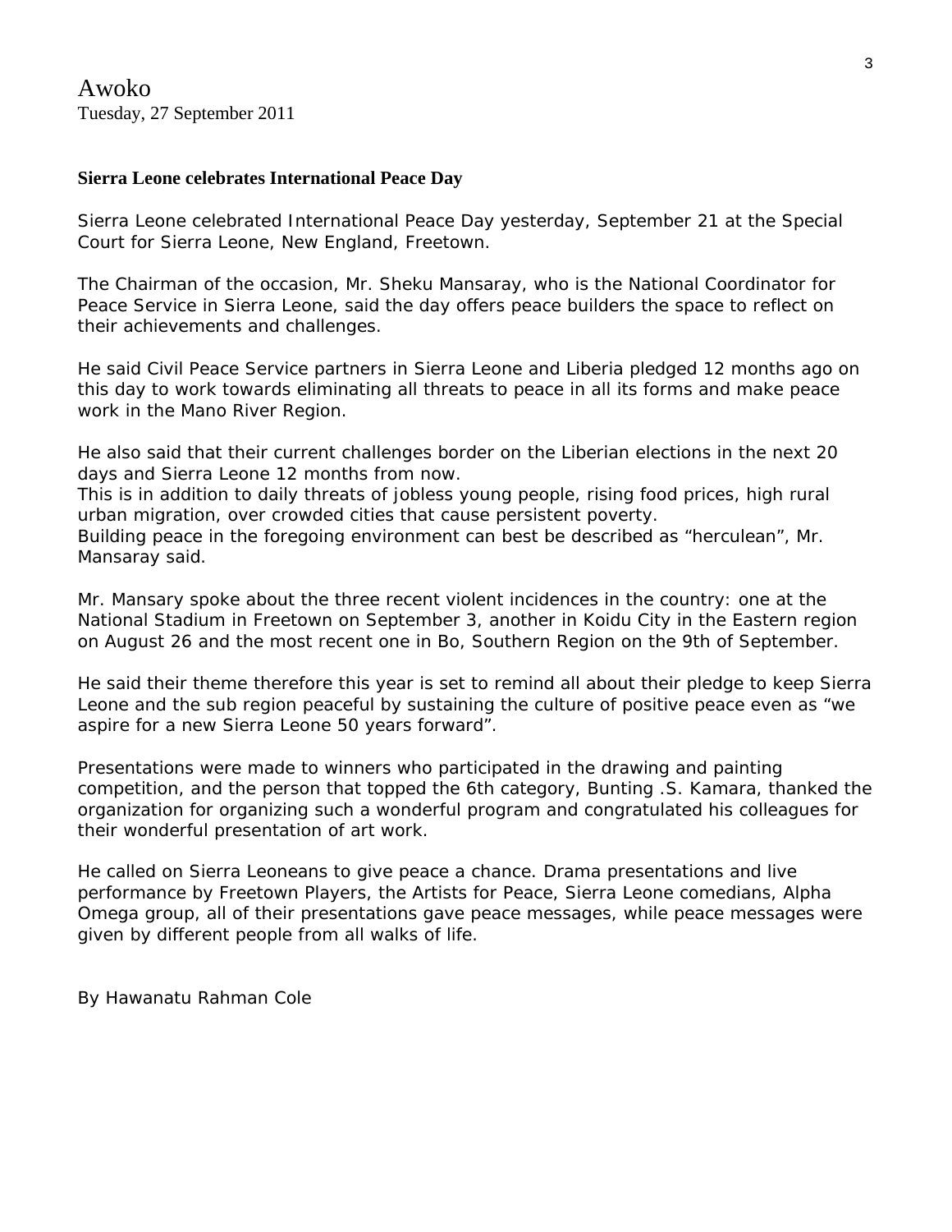Awoko

Tuesday, 27 September 2011

**Sierra Leone celebrates International Peace Day**

Sierra Leone celebrated International Peace Day yesterday, September 21 at the Special Court for Sierra Leone, New England, Freetown.

The Chairman of the occasion, Mr. Sheku Mansaray, who is the National Coordinator for Peace Service in Sierra Leone, said the day offers peace builders the space to reflect on their achievements and challenges.

He said Civil Peace Service partners in Sierra Leone and Liberia pledged 12 months ago on this day to work towards eliminating all threats to peace in all its forms and make peace work in the Mano River Region.

He also said that their current challenges border on the Liberian elections in the next 20 days and Sierra Leone 12 months from now.
This is in addition to daily threats of jobless young people, rising food prices, high rural urban migration, over crowded cities that cause persistent poverty.
Building peace in the foregoing environment can best be described as “herculean”, Mr. Mansaray said.

Mr. Mansary spoke about the three recent violent incidences in the country: one at the National Stadium in Freetown on September 3, another in Koidu City in the Eastern region on August 26 and the most recent one in Bo, Southern Region on the 9th of September.

He said their theme therefore this year is set to remind all about their pledge to keep Sierra Leone and the sub region peaceful by sustaining the culture of positive peace even as “we aspire for a new Sierra Leone 50 years forward”.

Presentations were made to winners who participated in the drawing and painting competition, and the person that topped the 6th category, Bunting .S. Kamara, thanked the organization for organizing such a wonderful program and congratulated his colleagues for their wonderful presentation of art work.

He called on Sierra Leoneans to give peace a chance. Drama presentations and live performance by Freetown Players, the Artists for Peace, Sierra Leone comedians, Alpha Omega group, all of their presentations gave peace messages, while peace messages were given by different people from all walks of life.

By Hawanatu Rahman Cole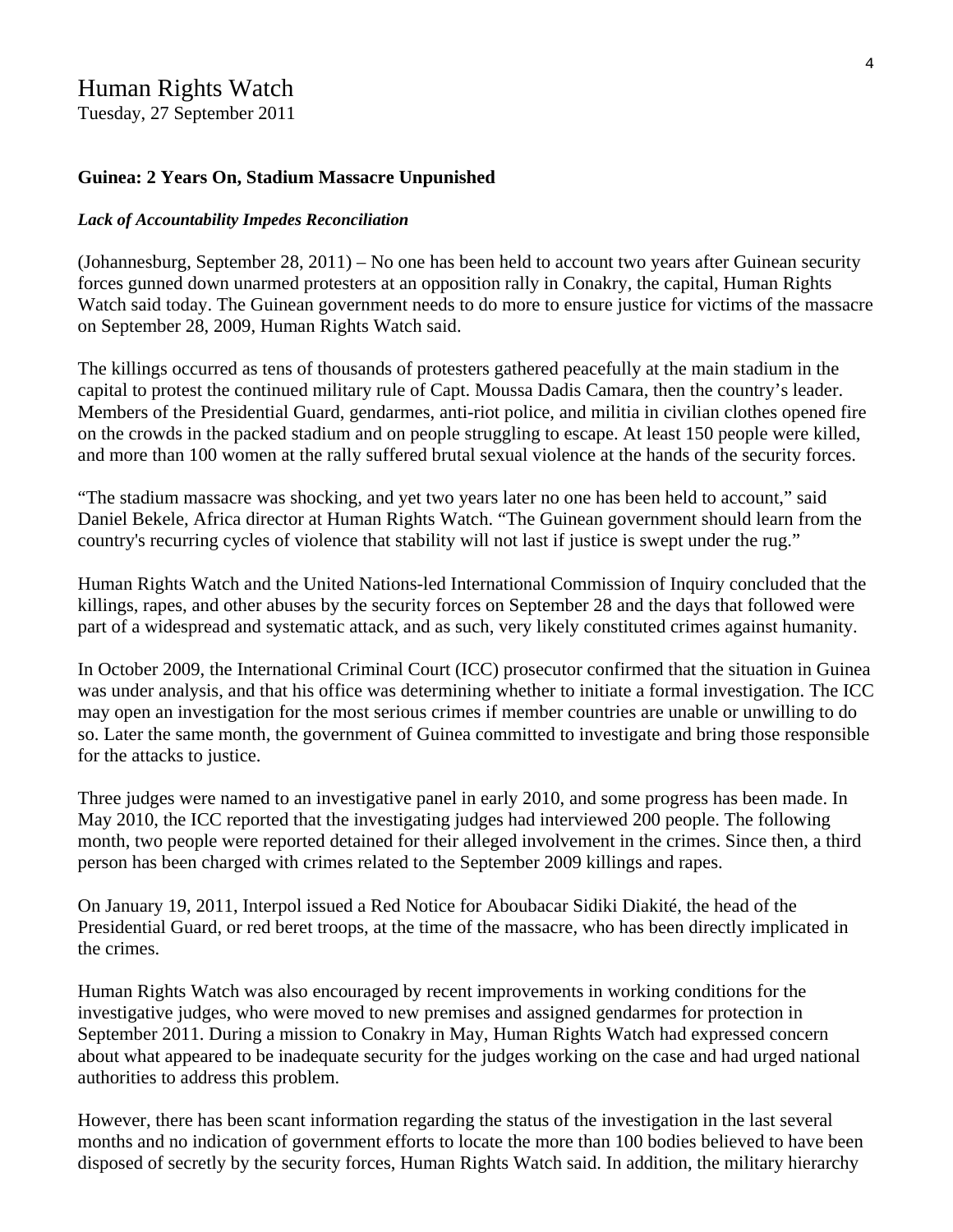# Human Rights Watch

Tuesday, 27 September 2011

**Guinea: 2 Years On, Stadium Massacre Unpunished**

***Lack of Accountability Impedes Reconciliation***

(Johannesburg, September 28, 2011) – No one has been held to account two years after Guinean security forces gunned down unarmed protesters at an opposition rally in Conakry, the capital, Human Rights Watch said today. The Guinean government needs to do more to ensure justice for victims of the massacre on September 28, 2009, Human Rights Watch said.

The killings occurred as tens of thousands of protesters gathered peacefully at the main stadium in the capital to protest the continued military rule of Capt. Moussa Dadis Camara, then the country's leader. Members of the Presidential Guard, gendarmes, anti-riot police, and militia in civilian clothes opened fire on the crowds in the packed stadium and on people struggling to escape. At least 150 people were killed, and more than 100 women at the rally suffered brutal sexual violence at the hands of the security forces.

"The stadium massacre was shocking, and yet two years later no one has been held to account," said Daniel Bekele, Africa director at Human Rights Watch. "The Guinean government should learn from the country's recurring cycles of violence that stability will not last if justice is swept under the rug."

Human Rights Watch and the United Nations-led International Commission of Inquiry concluded that the killings, rapes, and other abuses by the security forces on September 28 and the days that followed were part of a widespread and systematic attack, and as such, very likely constituted crimes against humanity.

In October 2009, the International Criminal Court (ICC) prosecutor confirmed that the situation in Guinea was under analysis, and that his office was determining whether to initiate a formal investigation. The ICC may open an investigation for the most serious crimes if member countries are unable or unwilling to do so. Later the same month, the government of Guinea committed to investigate and bring those responsible for the attacks to justice.

Three judges were named to an investigative panel in early 2010, and some progress has been made. In May 2010, the ICC reported that the investigating judges had interviewed 200 people. The following month, two people were reported detained for their alleged involvement in the crimes. Since then, a third person has been charged with crimes related to the September 2009 killings and rapes.

On January 19, 2011, Interpol issued a Red Notice for Aboubacar Sidiki Diakité, the head of the Presidential Guard, or red beret troops, at the time of the massacre, who has been directly implicated in the crimes.

Human Rights Watch was also encouraged by recent improvements in working conditions for the investigative judges, who were moved to new premises and assigned gendarmes for protection in September 2011. During a mission to Conakry in May, Human Rights Watch had expressed concern about what appeared to be inadequate security for the judges working on the case and had urged national authorities to address this problem.

However, there has been scant information regarding the status of the investigation in the last several months and no indication of government efforts to locate the more than 100 bodies believed to have been disposed of secretly by the security forces, Human Rights Watch said. In addition, the military hierarchy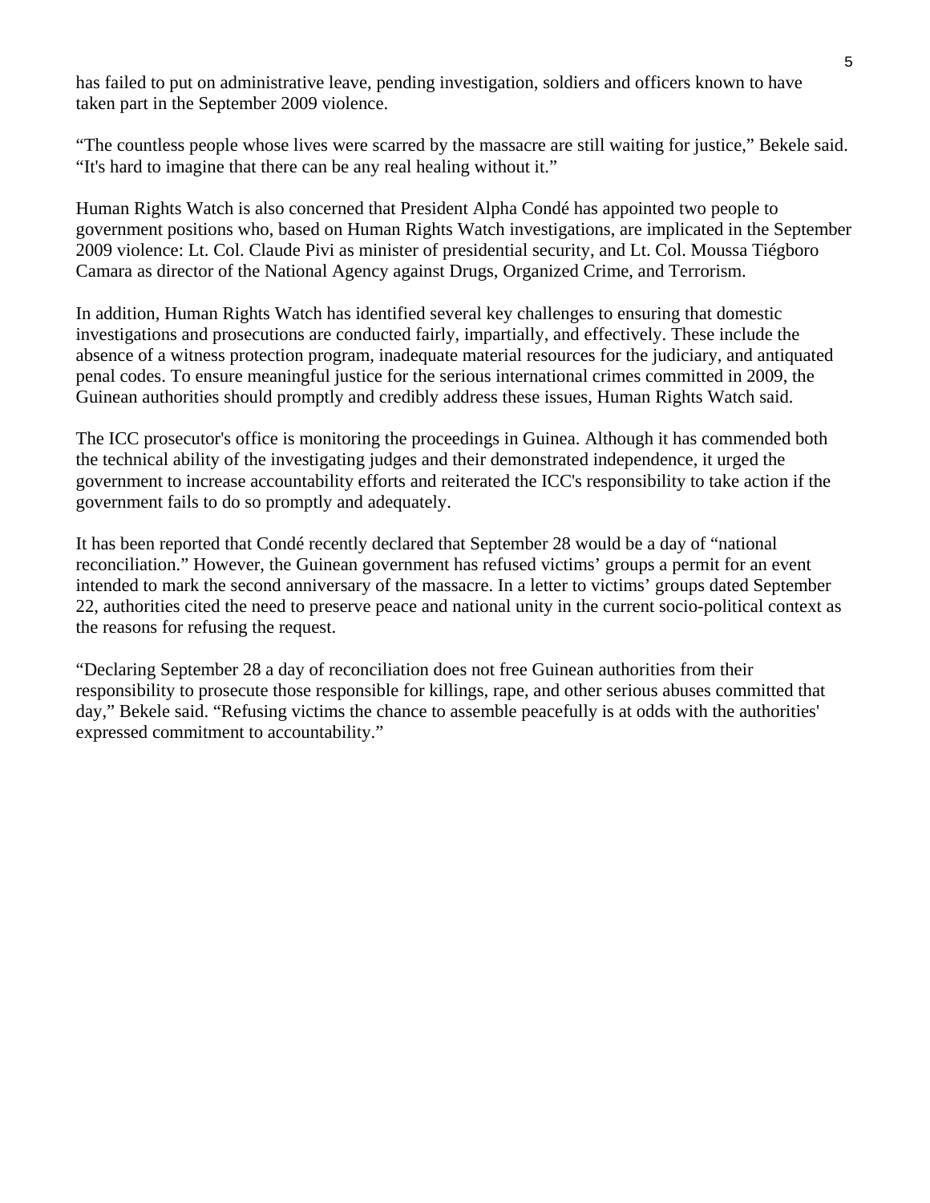has failed to put on administrative leave, pending investigation, soldiers and officers known to have taken part in the September 2009 violence.

“The countless people whose lives were scarred by the massacre are still waiting for justice,” Bekele said. “It's hard to imagine that there can be any real healing without it.”

Human Rights Watch is also concerned that President Alpha Condé has appointed two people to government positions who, based on Human Rights Watch investigations, are implicated in the September 2009 violence: Lt. Col. Claude Pivi as minister of presidential security, and Lt. Col. Moussa Tiégboro Camara as director of the National Agency against Drugs, Organized Crime, and Terrorism.

In addition, Human Rights Watch has identified several key challenges to ensuring that domestic investigations and prosecutions are conducted fairly, impartially, and effectively. These include the absence of a witness protection program, inadequate material resources for the judiciary, and antiquated penal codes. To ensure meaningful justice for the serious international crimes committed in 2009, the Guinean authorities should promptly and credibly address these issues, Human Rights Watch said.

The ICC prosecutor's office is monitoring the proceedings in Guinea. Although it has commended both the technical ability of the investigating judges and their demonstrated independence, it urged the government to increase accountability efforts and reiterated the ICC's responsibility to take action if the government fails to do so promptly and adequately.

It has been reported that Condé recently declared that September 28 would be a day of “national reconciliation.” However, the Guinean government has refused victims’ groups a permit for an event intended to mark the second anniversary of the massacre. In a letter to victims’ groups dated September 22, authorities cited the need to preserve peace and national unity in the current socio-political context as the reasons for refusing the request.

“Declaring September 28 a day of reconciliation does not free Guinean authorities from their responsibility to prosecute those responsible for killings, rape, and other serious abuses committed that day,” Bekele said. “Refusing victims the chance to assemble peacefully is at odds with the authorities' expressed commitment to accountability.”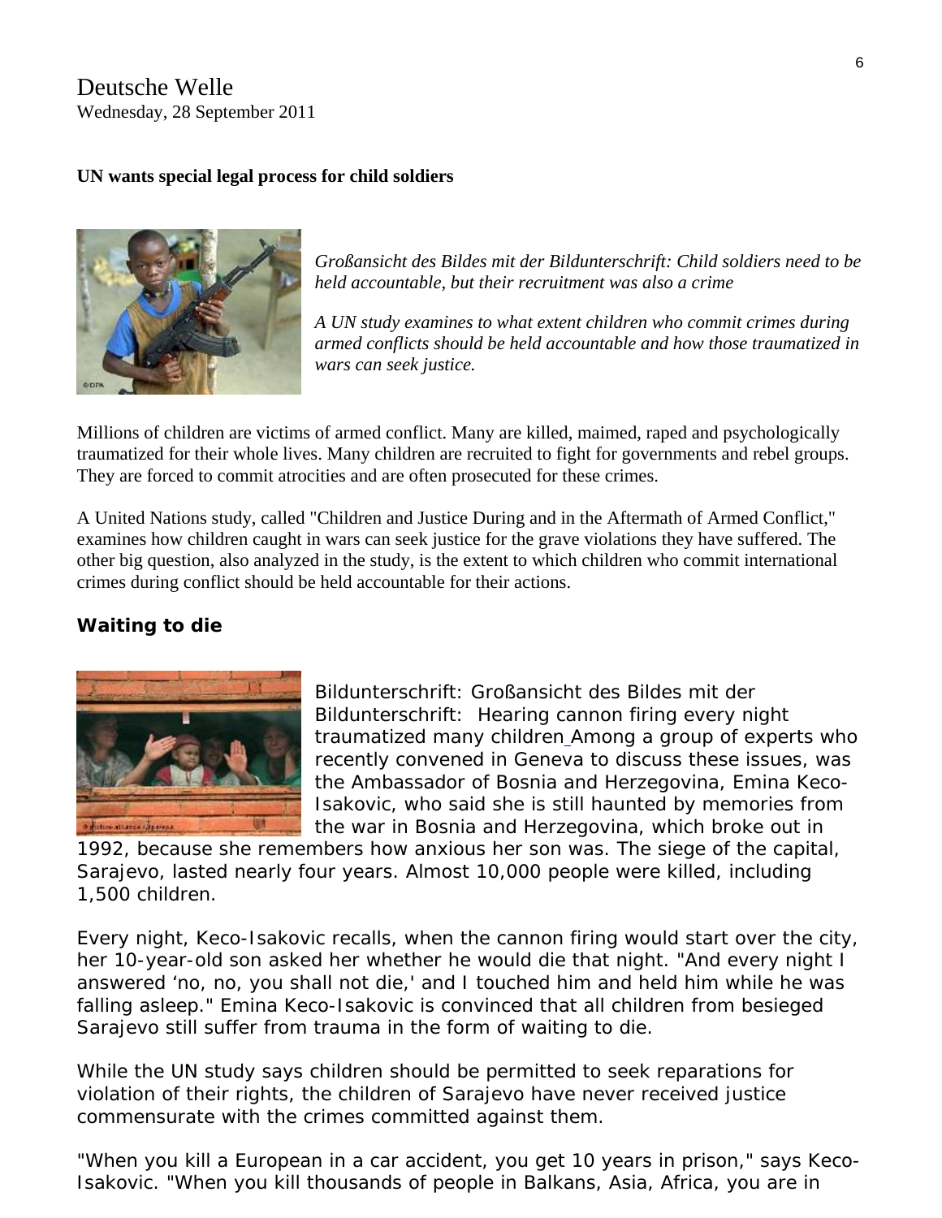Deutsche Welle
Wednesday, 28 September 2011

**UN wants special legal process for child soldiers**

*Großansicht des Bildes mit der Bildunterschrift: Child soldiers need to be held accountable, but their recruitment was also a crime*

*A UN study examines to what extent children who commit crimes during armed conflicts should be held accountable and how those traumatized in wars can seek justice.*

Millions of children are victims of armed conflict. Many are killed, maimed, raped and psychologically traumatized for their whole lives. Many children are recruited to fight for governments and rebel groups. They are forced to commit atrocities and are often prosecuted for these crimes.

A United Nations study, called "Children and Justice During and in the Aftermath of Armed Conflict," examines how children caught in wars can seek justice for the grave violations they have suffered. The other big question, also analyzed in the study, is the extent to which children who commit international crimes during conflict should be held accountable for their actions.

**Waiting to die**

Bildunterschrift: Großansicht des Bildes mit der Bildunterschrift: Hearing cannon firing every night traumatized many children Among a group of experts who recently convened in Geneva to discuss these issues, was the Ambassador of Bosnia and Herzegovina, Emina Keco-Isakovic, who said she is still haunted by memories from the war in Bosnia and Herzegovina, which broke out in 1992, because she remembers how anxious her son was. The siege of the capital, Sarajevo, lasted nearly four years. Almost 10,000 people were killed, including 1,500 children.

Every night, Keco-Isakovic recalls, when the cannon firing would start over the city, her 10-year-old son asked her whether he would die that night. "And every night I answered 'no, no, you shall not die,' and I touched him and held him while he was falling asleep." Emina Keco-Isakovic is convinced that all children from besieged Sarajevo still suffer from trauma in the form of waiting to die.

While the UN study says children should be permitted to seek reparations for violation of their rights, the children of Sarajevo have never received justice commensurate with the crimes committed against them.

"When you kill a European in a car accident, you get 10 years in prison," says Keco-Isakovic. "When you kill thousands of people in Balkans, Asia, Africa, you are in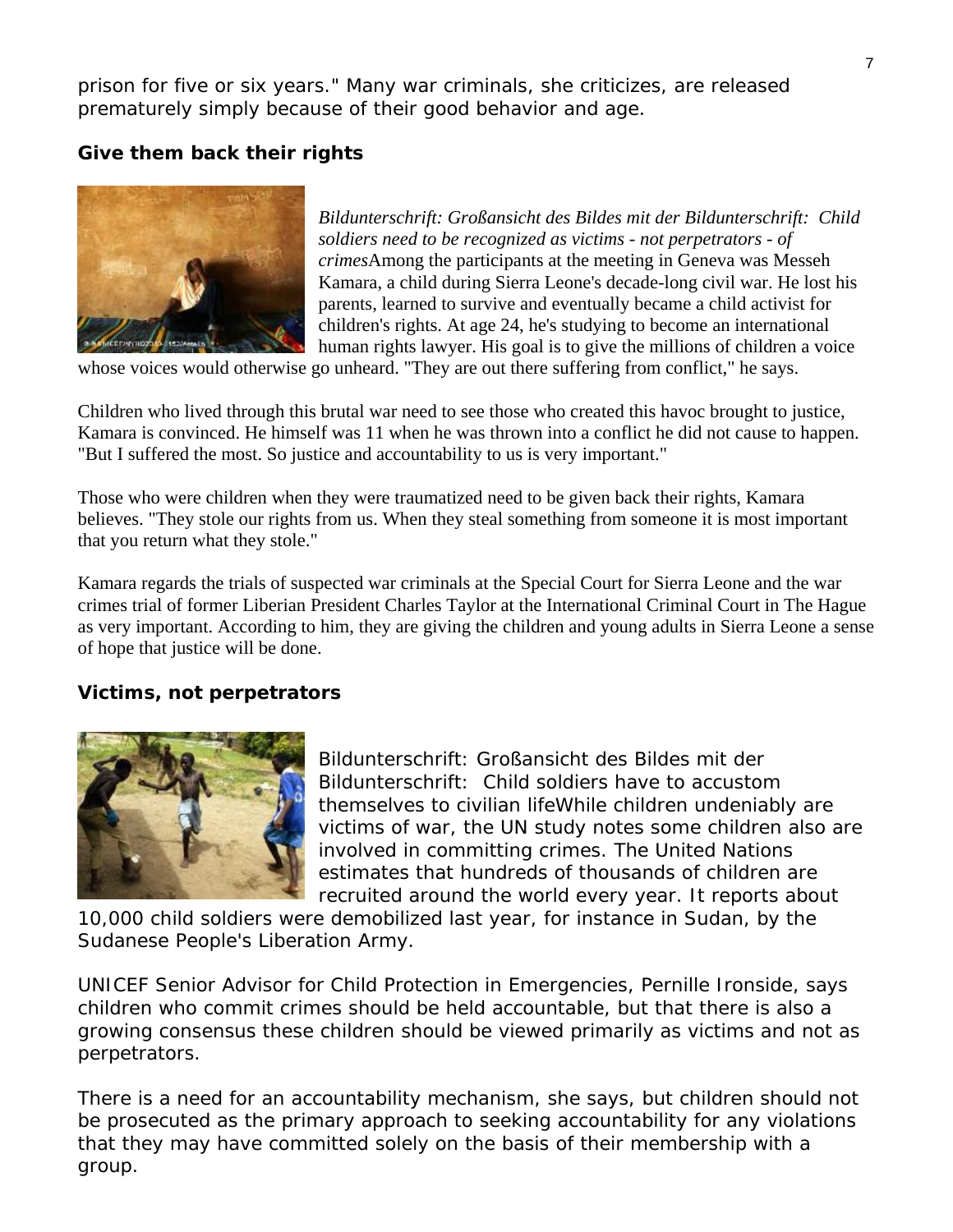prison for five or six years." Many war criminals, she criticizes, are released prematurely simply because of their good behavior and age.

## Give them back their rights

*Bildunterschrift: Großansicht des Bildes mit der Bildunterschrift: Child soldiers need to be recognized as victims - not perpetrators - of crimes*Among the participants at the meeting in Geneva was Messeh Kamara, a child during Sierra Leone's decade-long civil war. He lost his parents, learned to survive and eventually became a child activist for children's rights. At age 24, he's studying to become an international human rights lawyer. His goal is to give the millions of children a voice whose voices would otherwise go unheard. "They are out there suffering from conflict," he says.

Children who lived through this brutal war need to see those who created this havoc brought to justice, Kamara is convinced. He himself was 11 when he was thrown into a conflict he did not cause to happen. "But I suffered the most. So justice and accountability to us is very important."

Those who were children when they were traumatized need to be given back their rights, Kamara believes. "They stole our rights from us. When they steal something from someone it is most important that you return what they stole."

Kamara regards the trials of suspected war criminals at the Special Court for Sierra Leone and the war crimes trial of former Liberian President Charles Taylor at the International Criminal Court in The Hague as very important. According to him, they are giving the children and young adults in Sierra Leone a sense of hope that justice will be done.

## Victims, not perpetrators

Bildunterschrift: Großansicht des Bildes mit der Bildunterschrift: Child soldiers have to accustom themselves to civilian lifeWhile children undeniably are victims of war, the UN study notes some children also are involved in committing crimes. The United Nations estimates that hundreds of thousands of children are recruited around the world every year. It reports about 10,000 child soldiers were demobilized last year, for instance in Sudan, by the Sudanese People's Liberation Army.

UNICEF Senior Advisor for Child Protection in Emergencies, Pernille Ironside, says children who commit crimes should be held accountable, but that there is also a growing consensus these children should be viewed primarily as victims and not as perpetrators.

There is a need for an accountability mechanism, she says, but children should not be prosecuted as the primary approach to seeking accountability for any violations that they may have committed solely on the basis of their membership with a group.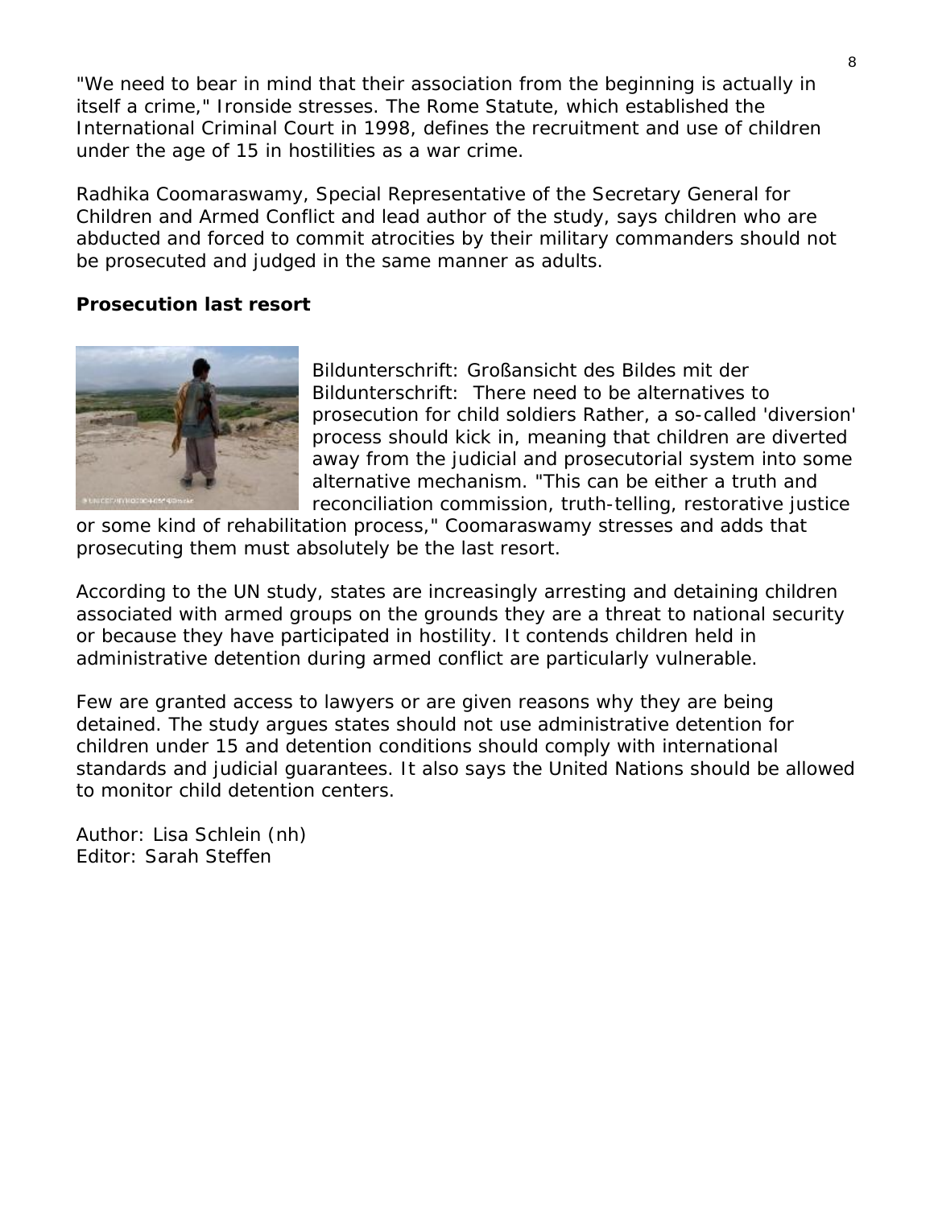"We need to bear in mind that their association from the beginning is actually in itself a crime," Ironside stresses. The Rome Statute, which established the International Criminal Court in 1998, defines the recruitment and use of children under the age of 15 in hostilities as a war crime.

Radhika Coomaraswamy, Special Representative of the Secretary General for Children and Armed Conflict and lead author of the study, says children who are abducted and forced to commit atrocities by their military commanders should not be prosecuted and judged in the same manner as adults.

**Prosecution last resort**

Bildunterschrift: Großansicht des Bildes mit der Bildunterschrift: There need to be alternatives to prosecution for child soldiers Rather, a so-called 'diversion' process should kick in, meaning that children are diverted away from the judicial and prosecutorial system into some alternative mechanism. "This can be either a truth and reconciliation commission, truth-telling, restorative justice or some kind of rehabilitation process," Coomaraswamy stresses and adds that prosecuting them must absolutely be the last resort.

According to the UN study, states are increasingly arresting and detaining children associated with armed groups on the grounds they are a threat to national security or because they have participated in hostility. It contends children held in administrative detention during armed conflict are particularly vulnerable.

Few are granted access to lawyers or are given reasons why they are being detained. The study argues states should not use administrative detention for children under 15 and detention conditions should comply with international standards and judicial guarantees. It also says the United Nations should be allowed to monitor child detention centers.

Author: Lisa Schlein (nh)
Editor: Sarah Steffen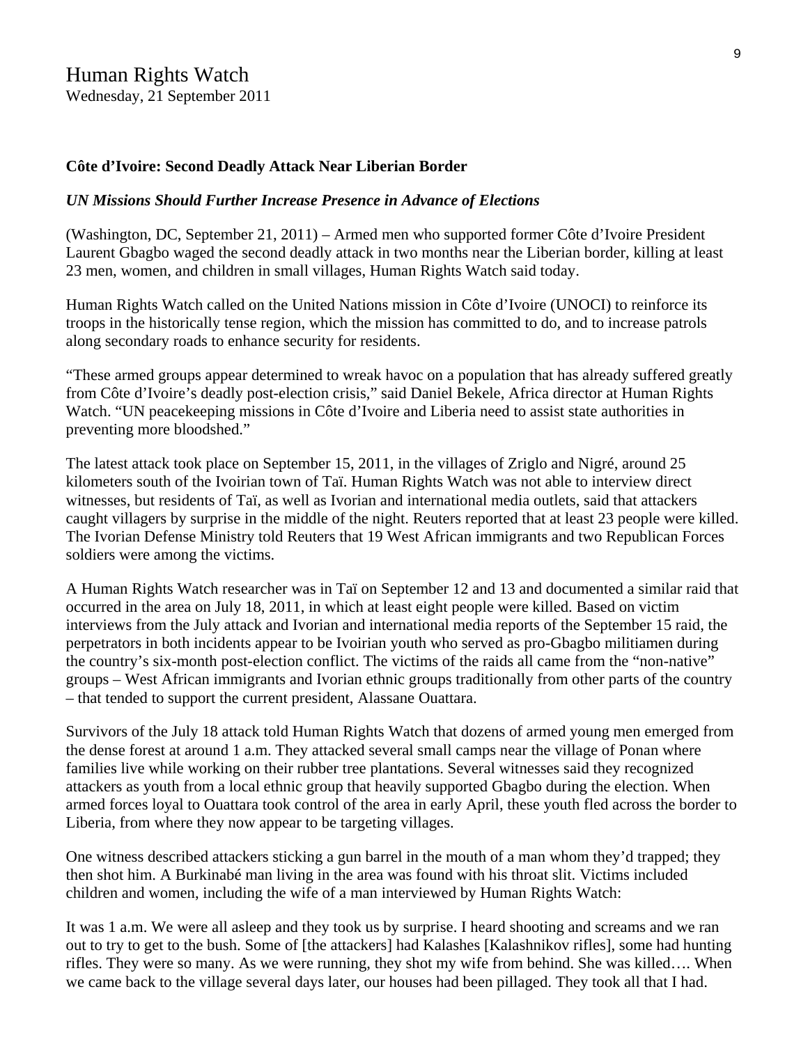# Human Rights Watch

Wednesday, 21 September 2011

**Côte d'Ivoire: Second Deadly Attack Near Liberian Border**

***UN Missions Should Further Increase Presence in Advance of Elections***

(Washington, DC, September 21, 2011) – Armed men who supported former Côte d'Ivoire President Laurent Gbagbo waged the second deadly attack in two months near the Liberian border, killing at least 23 men, women, and children in small villages, Human Rights Watch said today.

Human Rights Watch called on the United Nations mission in Côte d'Ivoire (UNOCI) to reinforce its troops in the historically tense region, which the mission has committed to do, and to increase patrols along secondary roads to enhance security for residents.

"These armed groups appear determined to wreak havoc on a population that has already suffered greatly from Côte d'Ivoire's deadly post-election crisis," said Daniel Bekele, Africa director at Human Rights Watch. "UN peacekeeping missions in Côte d'Ivoire and Liberia need to assist state authorities in preventing more bloodshed."

The latest attack took place on September 15, 2011, in the villages of Zriglo and Nigré, around 25 kilometers south of the Ivoirian town of Taï. Human Rights Watch was not able to interview direct witnesses, but residents of Taï, as well as Ivorian and international media outlets, said that attackers caught villagers by surprise in the middle of the night. Reuters reported that at least 23 people were killed. The Ivorian Defense Ministry told Reuters that 19 West African immigrants and two Republican Forces soldiers were among the victims.

A Human Rights Watch researcher was in Taï on September 12 and 13 and documented a similar raid that occurred in the area on July 18, 2011, in which at least eight people were killed. Based on victim interviews from the July attack and Ivorian and international media reports of the September 15 raid, the perpetrators in both incidents appear to be Ivoirian youth who served as pro-Gbagbo militiamen during the country's six-month post-election conflict. The victims of the raids all came from the "non-native" groups – West African immigrants and Ivorian ethnic groups traditionally from other parts of the country – that tended to support the current president, Alassane Ouattara.

Survivors of the July 18 attack told Human Rights Watch that dozens of armed young men emerged from the dense forest at around 1 a.m. They attacked several small camps near the village of Ponan where families live while working on their rubber tree plantations. Several witnesses said they recognized attackers as youth from a local ethnic group that heavily supported Gbagbo during the election. When armed forces loyal to Ouattara took control of the area in early April, these youth fled across the border to Liberia, from where they now appear to be targeting villages.

One witness described attackers sticking a gun barrel in the mouth of a man whom they'd trapped; they then shot him. A Burkinabé man living in the area was found with his throat slit. Victims included children and women, including the wife of a man interviewed by Human Rights Watch:

It was 1 a.m. We were all asleep and they took us by surprise. I heard shooting and screams and we ran out to try to get to the bush. Some of [the attackers] had Kalashes [Kalashnikov rifles], some had hunting rifles. They were so many. As we were running, they shot my wife from behind. She was killed…. When we came back to the village several days later, our houses had been pillaged. They took all that I had.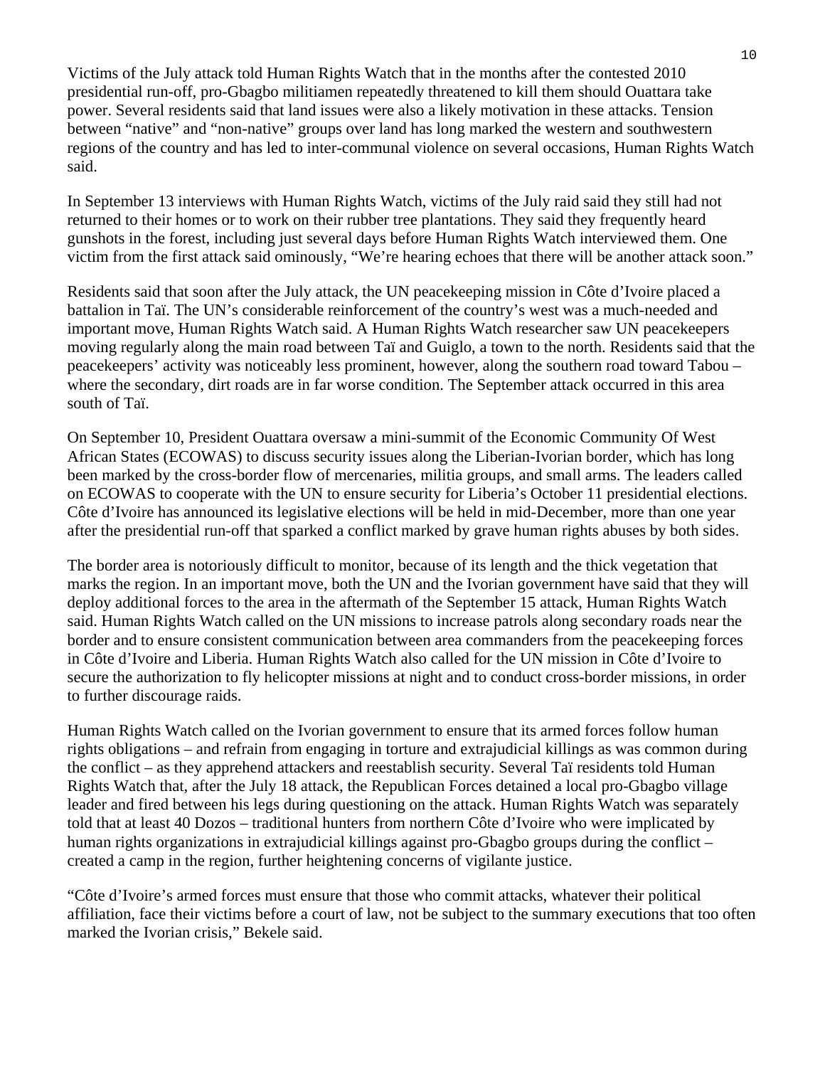Victims of the July attack told Human Rights Watch that in the months after the contested 2010 presidential run-off, pro-Gbagbo militiamen repeatedly threatened to kill them should Ouattara take power. Several residents said that land issues were also a likely motivation in these attacks. Tension between "native" and "non-native" groups over land has long marked the western and southwestern regions of the country and has led to inter-communal violence on several occasions, Human Rights Watch said.

In September 13 interviews with Human Rights Watch, victims of the July raid said they still had not returned to their homes or to work on their rubber tree plantations. They said they frequently heard gunshots in the forest, including just several days before Human Rights Watch interviewed them. One victim from the first attack said ominously, "We're hearing echoes that there will be another attack soon."

Residents said that soon after the July attack, the UN peacekeeping mission in Côte d'Ivoire placed a battalion in Taï. The UN's considerable reinforcement of the country's west was a much-needed and important move, Human Rights Watch said. A Human Rights Watch researcher saw UN peacekeepers moving regularly along the main road between Taï and Guiglo, a town to the north. Residents said that the peacekeepers' activity was noticeably less prominent, however, along the southern road toward Tabou – where the secondary, dirt roads are in far worse condition. The September attack occurred in this area south of Taï.

On September 10, President Ouattara oversaw a mini-summit of the Economic Community Of West African States (ECOWAS) to discuss security issues along the Liberian-Ivorian border, which has long been marked by the cross-border flow of mercenaries, militia groups, and small arms. The leaders called on ECOWAS to cooperate with the UN to ensure security for Liberia's October 11 presidential elections. Côte d'Ivoire has announced its legislative elections will be held in mid-December, more than one year after the presidential run-off that sparked a conflict marked by grave human rights abuses by both sides.

The border area is notoriously difficult to monitor, because of its length and the thick vegetation that marks the region. In an important move, both the UN and the Ivorian government have said that they will deploy additional forces to the area in the aftermath of the September 15 attack, Human Rights Watch said. Human Rights Watch called on the UN missions to increase patrols along secondary roads near the border and to ensure consistent communication between area commanders from the peacekeeping forces in Côte d'Ivoire and Liberia. Human Rights Watch also called for the UN mission in Côte d'Ivoire to secure the authorization to fly helicopter missions at night and to conduct cross-border missions, in order to further discourage raids.

Human Rights Watch called on the Ivorian government to ensure that its armed forces follow human rights obligations – and refrain from engaging in torture and extrajudicial killings as was common during the conflict – as they apprehend attackers and reestablish security. Several Taï residents told Human Rights Watch that, after the July 18 attack, the Republican Forces detained a local pro-Gbagbo village leader and fired between his legs during questioning on the attack. Human Rights Watch was separately told that at least 40 Dozos – traditional hunters from northern Côte d'Ivoire who were implicated by human rights organizations in extrajudicial killings against pro-Gbagbo groups during the conflict – created a camp in the region, further heightening concerns of vigilante justice.

"Côte d'Ivoire's armed forces must ensure that those who commit attacks, whatever their political affiliation, face their victims before a court of law, not be subject to the summary executions that too often marked the Ivorian crisis," Bekele said.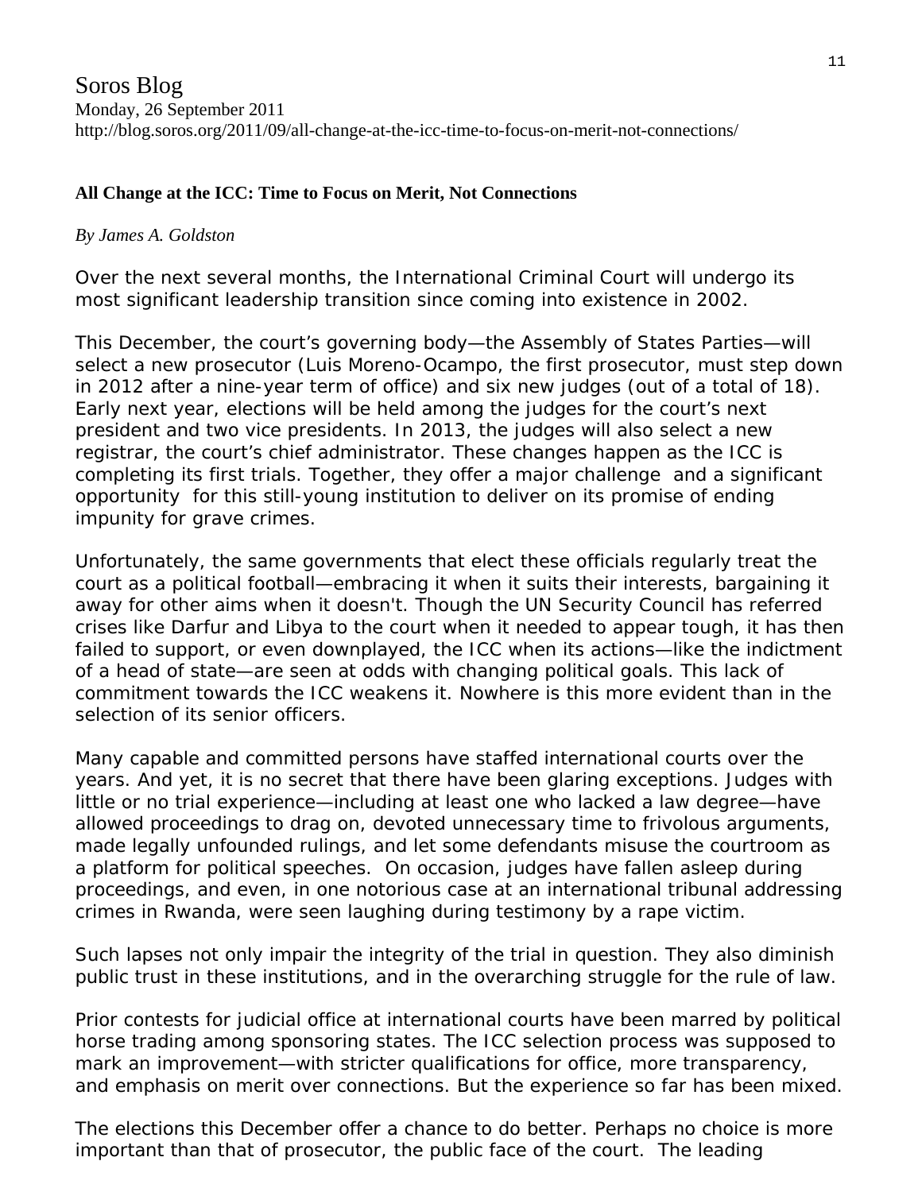Soros Blog
Monday, 26 September 2011
http://blog.soros.org/2011/09/all-change-at-the-icc-time-to-focus-on-merit-not-connections/

**All Change at the ICC: Time to Focus on Merit, Not Connections**

*By James A. Goldston*

Over the next several months, the International Criminal Court will undergo its most significant leadership transition since coming into existence in 2002.

This December, the court's governing body—the Assembly of States Parties—will select a new prosecutor (Luis Moreno-Ocampo, the first prosecutor, must step down in 2012 after a nine-year term of office) and six new judges (out of a total of 18). Early next year, elections will be held among the judges for the court's next president and two vice presidents. In 2013, the judges will also select a new registrar, the court's chief administrator. These changes happen as the ICC is completing its first trials. Together, they offer a major challenge and a significant opportunity for this still-young institution to deliver on its promise of ending impunity for grave crimes.

Unfortunately, the same governments that elect these officials regularly treat the court as a political football—embracing it when it suits their interests, bargaining it away for other aims when it doesn't. Though the UN Security Council has referred crises like Darfur and Libya to the court when it needed to appear tough, it has then failed to support, or even downplayed, the ICC when its actions—like the indictment of a head of state—are seen at odds with changing political goals. This lack of commitment towards the ICC weakens it. Nowhere is this more evident than in the selection of its senior officers.

Many capable and committed persons have staffed international courts over the years. And yet, it is no secret that there have been glaring exceptions. Judges with little or no trial experience—including at least one who lacked a law degree—have allowed proceedings to drag on, devoted unnecessary time to frivolous arguments, made legally unfounded rulings, and let some defendants misuse the courtroom as a platform for political speeches. On occasion, judges have fallen asleep during proceedings, and even, in one notorious case at an international tribunal addressing crimes in Rwanda, were seen laughing during testimony by a rape victim.

Such lapses not only impair the integrity of the trial in question. They also diminish public trust in these institutions, and in the overarching struggle for the rule of law.

Prior contests for judicial office at international courts have been marred by political horse trading among sponsoring states. The ICC selection process was supposed to mark an improvement—with stricter qualifications for office, more transparency, and emphasis on merit over connections. But the experience so far has been mixed.

The elections this December offer a chance to do better. Perhaps no choice is more important than that of prosecutor, the public face of the court. The leading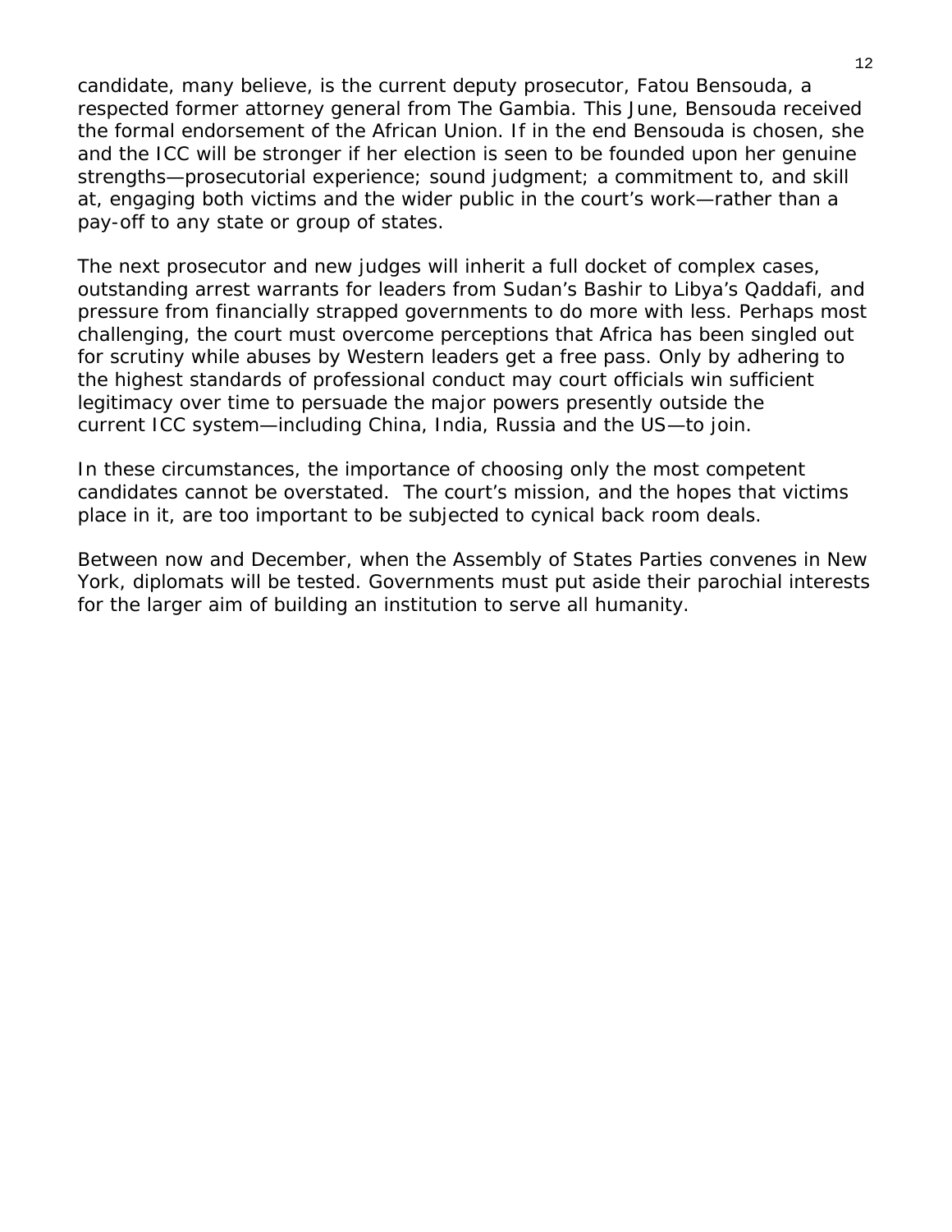candidate, many believe, is the current deputy prosecutor, Fatou Bensouda, a respected former attorney general from The Gambia. This June, Bensouda received the formal endorsement of the African Union. If in the end Bensouda is chosen, she and the ICC will be stronger if her election is seen to be founded upon her genuine strengths—prosecutorial experience; sound judgment; a commitment to, and skill at, engaging both victims and the wider public in the court's work—rather than a pay-off to any state or group of states.

The next prosecutor and new judges will inherit a full docket of complex cases, outstanding arrest warrants for leaders from Sudan's Bashir to Libya's Qaddafi, and pressure from financially strapped governments to do more with less. Perhaps most challenging, the court must overcome perceptions that Africa has been singled out for scrutiny while abuses by Western leaders get a free pass. Only by adhering to the highest standards of professional conduct may court officials win sufficient legitimacy over time to persuade the major powers presently outside the current ICC system—including China, India, Russia and the US—to join.

In these circumstances, the importance of choosing only the most competent candidates cannot be overstated. The court's mission, and the hopes that victims place in it, are too important to be subjected to cynical back room deals.

Between now and December, when the Assembly of States Parties convenes in New York, diplomats will be tested. Governments must put aside their parochial interests for the larger aim of building an institution to serve all humanity.